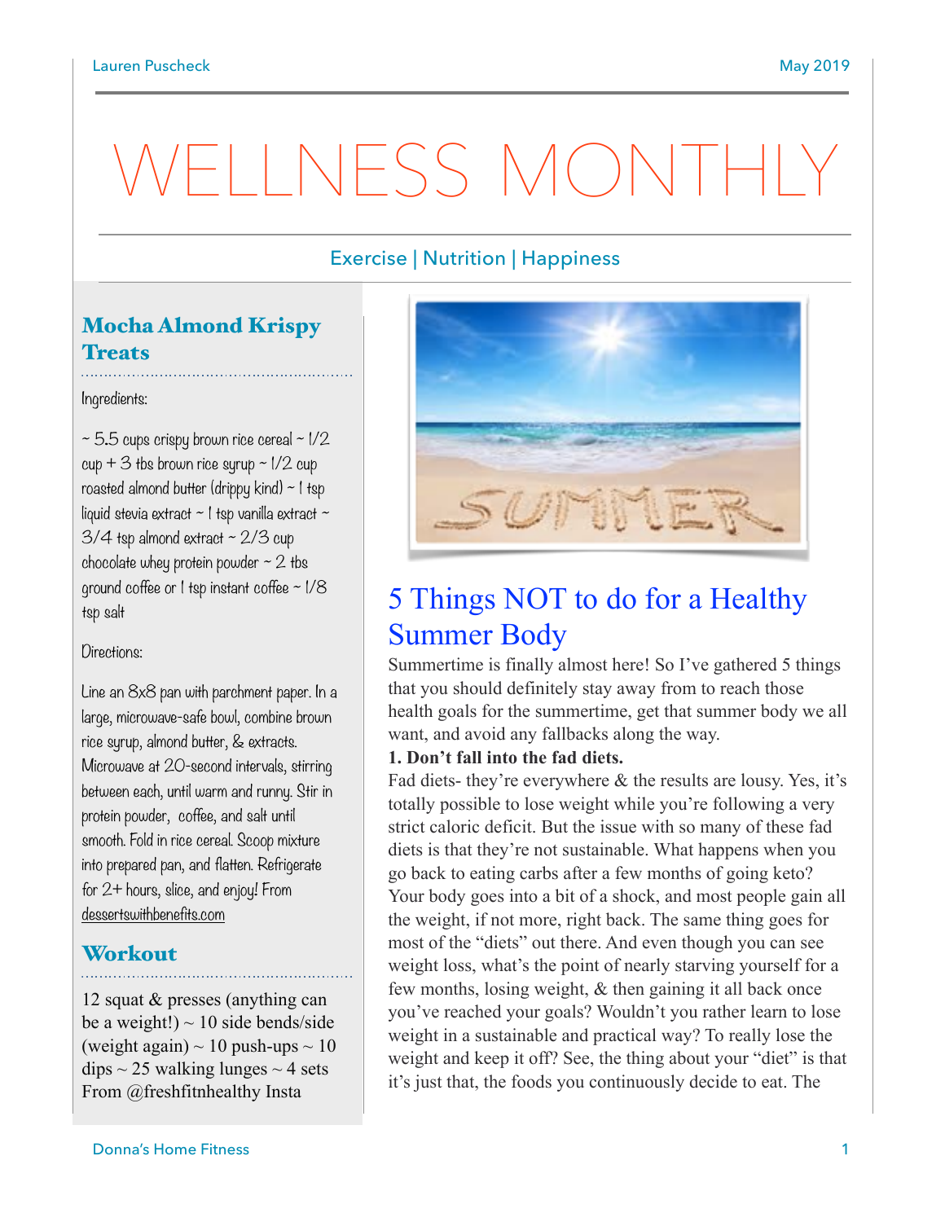# WELLNESS MONTHLY

Exercise | Nutrition | Happiness

## Mocha Almond Krispy Treats

Ingredients:

~ 5.5 cups crispy brown rice cereal ~ 1/2 cup + 3 tbs brown rice syrup ~ 1/2 cup roasted almond butter (drippy kind) ~ 1 tsp liquid stevia extract ~ 1 tsp vanilla extract ~ 3/4 tsp almond extract ~ 2/3 cup chocolate whey protein powder ~ 2 tbs ground coffee or 1 tsp instant coffee ~ 1/8 tsp salt

Directions:

Line an 8x8 pan with parchment paper. In a large, microwave-safe bowl, combine brown rice syrup, almond butter, & extracts. Microwave at 20-second intervals, stirring between each, until warm and runny. Stir in protein powder, coffee, and salt until smooth. Fold in rice cereal. Scoop mixture into prepared pan, and flatten. Refrigerate for 2+ hours, slice, and enjoy! From dessertswithbenefits.com

## Workout

12 squat & presses (anything can be a weight!) ~ 10 side bends/side (weight again) ~ 10 push-ups ~ 10 dips ~ 25 walking lunges ~ 4 sets From @freshfitnhealthy Insta

## 5 Things NOT to do for a Healthy Summer Body

Summertime is finally almost here! So I've gathered 5 things that you should definitely stay away from to reach those health goals for the summertime, get that summer body we all want, and avoid any fallbacks along the way.

**1. Don't fall into the fad diets.**

Fad diets- they're everywhere & the results are lousy. Yes, it's totally possible to lose weight while you're following a very strict caloric deficit. But the issue with so many of these fad diets is that they're not sustainable. What happens when you go back to eating carbs after a few months of going keto? Your body goes into a bit of a shock, and most people gain all the weight, if not more, right back. The same thing goes for most of the "diets" out there. And even though you can see weight loss, what's the point of nearly starving yourself for a few months, losing weight, & then gaining it all back once you've reached your goals? Wouldn't you rather learn to lose weight in a sustainable and practical way? To really lose the weight and keep it off? See, the thing about your "diet" is that it's just that, the foods you continuously decide to eat. The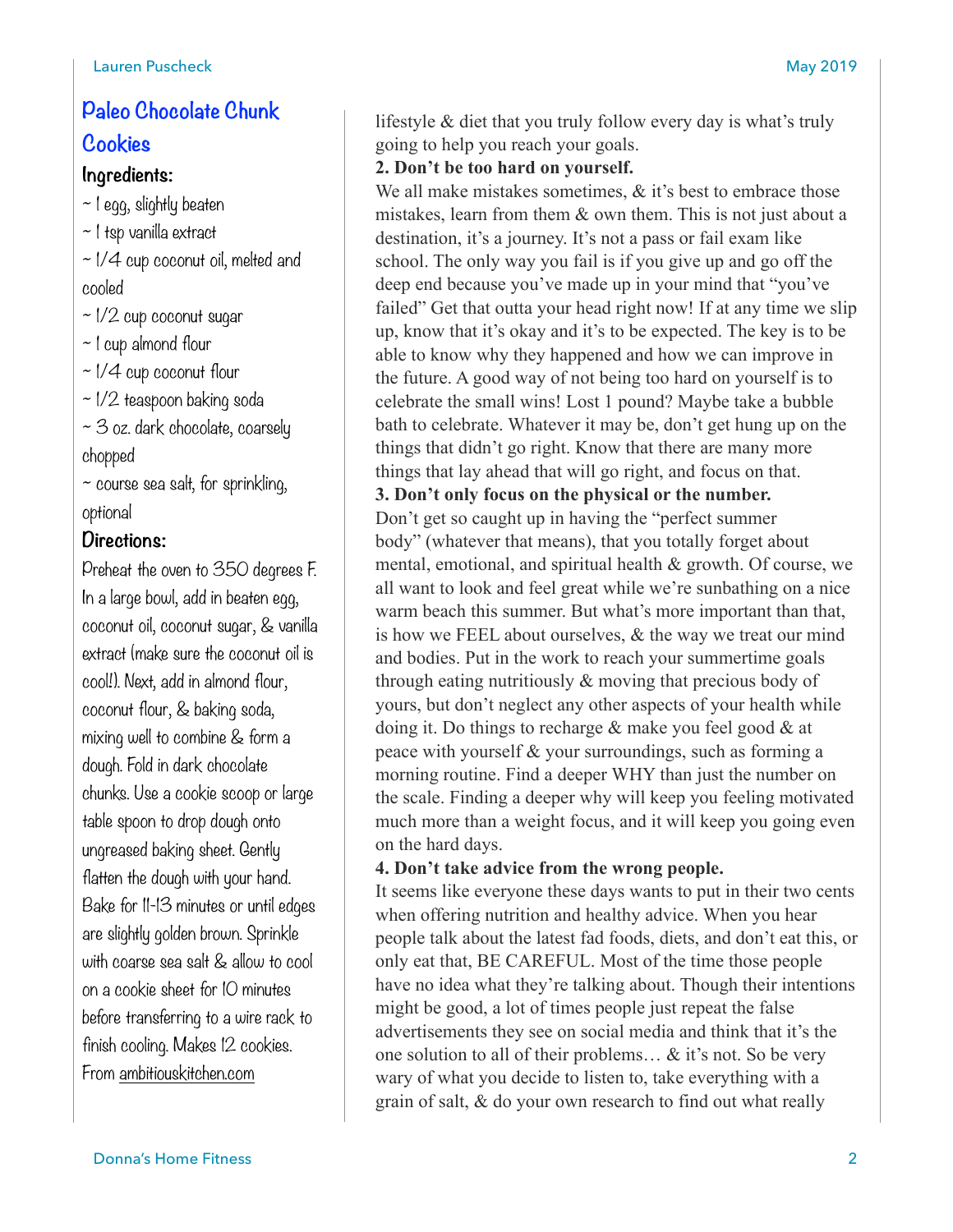## Paleo Chocolate Chunk Cookies

### Ingredients:

- ~ 1 egg, slightly beaten
- ~ 1 tsp vanilla extract
- ~ 1/4 cup coconut oil, melted and cooled
- ~ 1/2 cup coconut sugar
- ~ 1 cup almond flour
- ~ 1/4 cup coconut flour
- ~ 1/2 teaspoon baking soda
- ~ 3 oz. dark chocolate, coarsely chopped
- ~ course sea salt, for sprinkling, optional

### Directions:

Preheat the oven to 350 degrees F. In a large bowl, add in beaten egg, coconut oil, coconut sugar, & vanilla extract (make sure the coconut oil is cool!). Next, add in almond flour, coconut flour, & baking soda, mixing well to combine & form a dough. Fold in dark chocolate chunks. Use a cookie scoop or large table spoon to drop dough onto ungreased baking sheet. Gently flatten the dough with your hand. Bake for 11-13 minutes or until edges are slightly golden brown. Sprinkle with coarse sea salt & allow to cool on a cookie sheet for 10 minutes before transferring to a wire rack to finish cooling. Makes 12 cookies. From ambitiouskitchen.com

lifestyle & diet that you truly follow every day is what's truly going to help you reach your goals.

**2. Don't be too hard on yourself.**

We all make mistakes sometimes, & it's best to embrace those mistakes, learn from them & own them. This is not just about a destination, it's a journey. It's not a pass or fail exam like school. The only way you fail is if you give up and go off the deep end because you've made up in your mind that "you've failed" Get that outta your head right now! If at any time we slip up, know that it's okay and it's to be expected. The key is to be able to know why they happened and how we can improve in the future. A good way of not being too hard on yourself is to celebrate the small wins! Lost 1 pound? Maybe take a bubble bath to celebrate. Whatever it may be, don't get hung up on the things that didn't go right. Know that there are many more things that lay ahead that will go right, and focus on that.

**3. Don't only focus on the physical or the number.**

Don't get so caught up in having the "perfect summer body" (whatever that means), that you totally forget about mental, emotional, and spiritual health & growth. Of course, we all want to look and feel great while we're sunbathing on a nice warm beach this summer. But what's more important than that, is how we FEEL about ourselves, & the way we treat our mind and bodies. Put in the work to reach your summertime goals through eating nutritiously & moving that precious body of yours, but don't neglect any other aspects of your health while doing it. Do things to recharge & make you feel good & at peace with yourself & your surroundings, such as forming a morning routine. Find a deeper WHY than just the number on the scale. Finding a deeper why will keep you feeling motivated much more than a weight focus, and it will keep you going even on the hard days.

**4. Don't take advice from the wrong people.**

It seems like everyone these days wants to put in their two cents when offering nutrition and healthy advice. When you hear people talk about the latest fad foods, diets, and don't eat this, or only eat that, BE CAREFUL. Most of the time those people have no idea what they're talking about. Though their intentions might be good, a lot of times people just repeat the false advertisements they see on social media and think that it's the one solution to all of their problems… & it's not. So be very wary of what you decide to listen to, take everything with a grain of salt, & do your own research to find out what really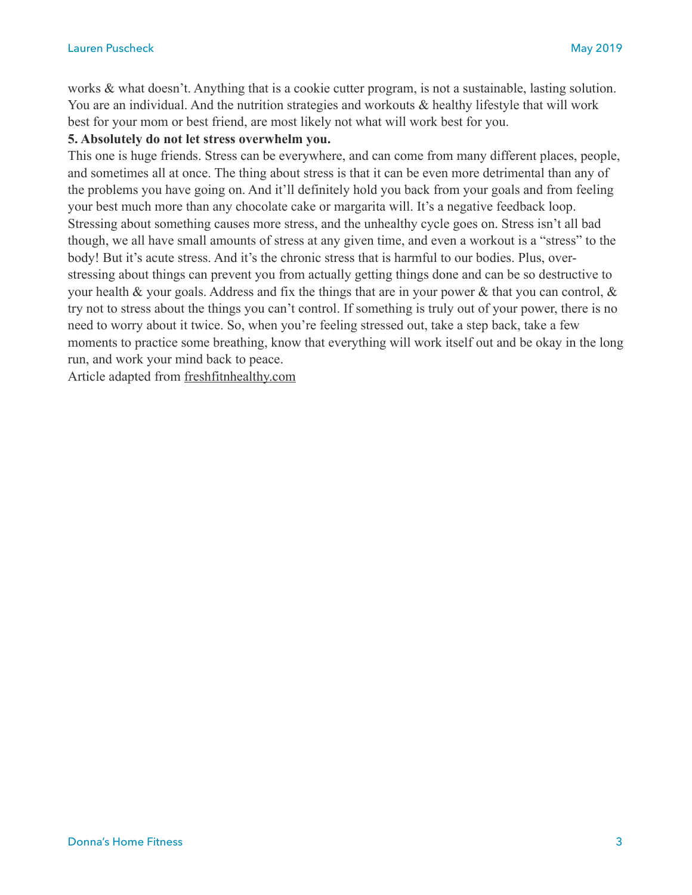works & what doesn't. Anything that is a cookie cutter program, is not a sustainable, lasting solution. You are an individual. And the nutrition strategies and workouts & healthy lifestyle that will work best for your mom or best friend, are most likely not what will work best for you.

**5. Absolutely do not let stress overwhelm you.**

This one is huge friends. Stress can be everywhere, and can come from many different places, people, and sometimes all at once. The thing about stress is that it can be even more detrimental than any of the problems you have going on. And it'll definitely hold you back from your goals and from feeling your best much more than any chocolate cake or margarita will. It's a negative feedback loop. Stressing about something causes more stress, and the unhealthy cycle goes on. Stress isn't all bad though, we all have small amounts of stress at any given time, and even a workout is a "stress" to the body! But it's acute stress. And it's the chronic stress that is harmful to our bodies. Plus, over-stressing about things can prevent you from actually getting things done and can be so destructive to your health & your goals. Address and fix the things that are in your power & that you can control, & try not to stress about the things you can't control. If something is truly out of your power, there is no need to worry about it twice. So, when you're feeling stressed out, take a step back, take a few moments to practice some breathing, know that everything will work itself out and be okay in the long run, and work your mind back to peace.

Article adapted from freshfitnhealthy.com